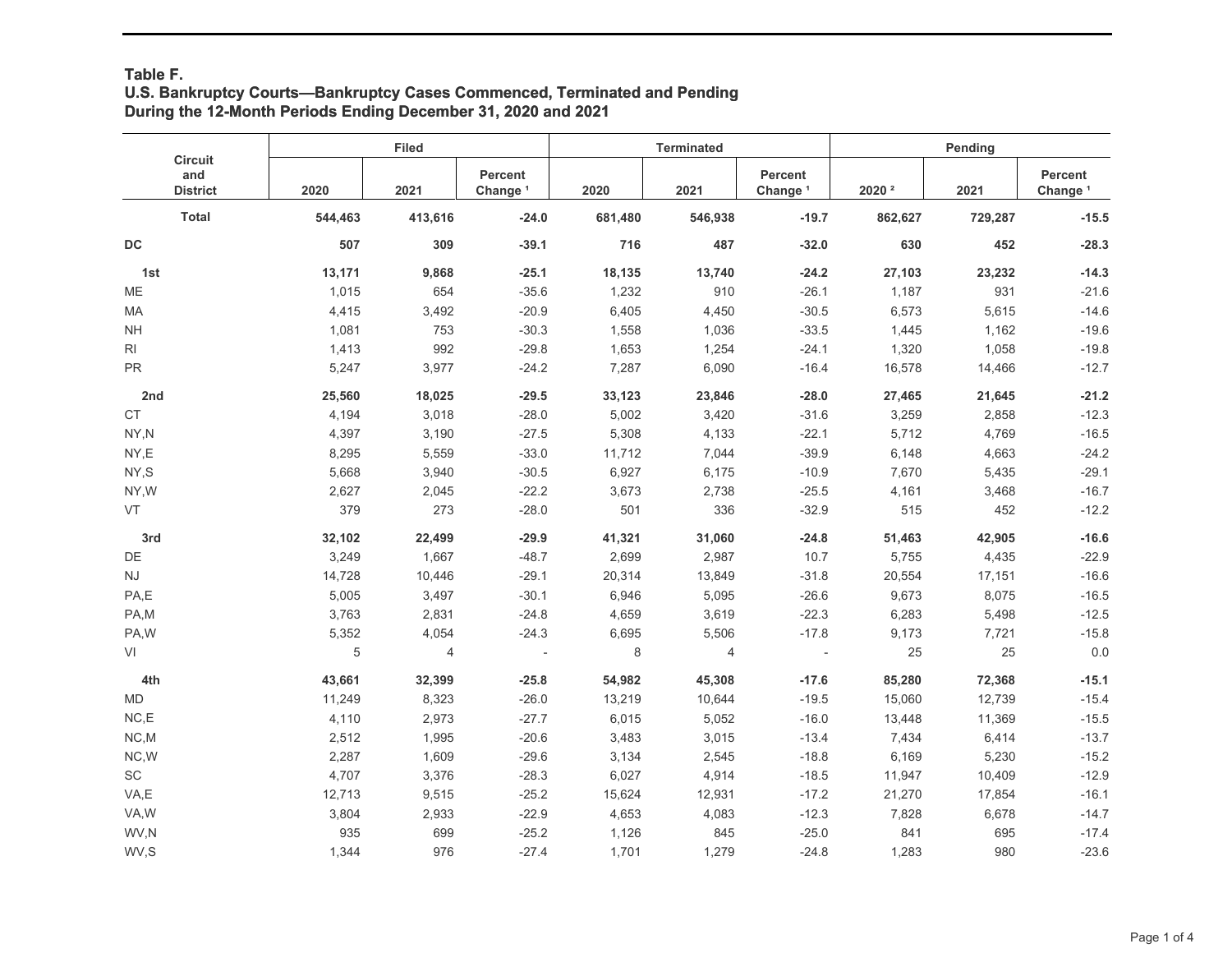**Table F.**
**U.S. Bankruptcy Courts—Bankruptcy Cases Commenced, Terminated and Pending During the 12-Month Periods Ending December 31, 2020 and 2021**

| Circuit and District | Filed | | | Terminated | | | Pending | | |
|---|---|---|---|---|---|---|---|---|---|
| | 2020 | 2021 | Percent Change [1] | 2020 | 2021 | Percent Change [1] | 2020 [2] | 2021 | Percent Change [1] |
| **Total** | **544,463** | **413,616** | **-24.0** | **681,480** | **546,938** | **-19.7** | **862,627** | **729,287** | **-15.5** |
| **DC** | **507** | **309** | **-39.1** | **716** | **487** | **-32.0** | **630** | **452** | **-28.3** |
| **1st** | **13,171** | **9,868** | **-25.1** | **18,135** | **13,740** | **-24.2** | **27,103** | **23,232** | **-14.3** |
| ME | 1,015 | 654 | -35.6 | 1,232 | 910 | -26.1 | 1,187 | 931 | -21.6 |
| MA | 4,415 | 3,492 | -20.9 | 6,405 | 4,450 | -30.5 | 6,573 | 5,615 | -14.6 |
| NH | 1,081 | 753 | -30.3 | 1,558 | 1,036 | -33.5 | 1,445 | 1,162 | -19.6 |
| RI | 1,413 | 992 | -29.8 | 1,653 | 1,254 | -24.1 | 1,320 | 1,058 | -19.8 |
| PR | 5,247 | 3,977 | -24.2 | 7,287 | 6,090 | -16.4 | 16,578 | 14,466 | -12.7 |
| **2nd** | **25,560** | **18,025** | **-29.5** | **33,123** | **23,846** | **-28.0** | **27,465** | **21,645** | **-21.2** |
| CT | 4,194 | 3,018 | -28.0 | 5,002 | 3,420 | -31.6 | 3,259 | 2,858 | -12.3 |
| NY,N | 4,397 | 3,190 | -27.5 | 5,308 | 4,133 | -22.1 | 5,712 | 4,769 | -16.5 |
| NY,E | 8,295 | 5,559 | -33.0 | 11,712 | 7,044 | -39.9 | 6,148 | 4,663 | -24.2 |
| NY,S | 5,668 | 3,940 | -30.5 | 6,927 | 6,175 | -10.9 | 7,670 | 5,435 | -29.1 |
| NY,W | 2,627 | 2,045 | -22.2 | 3,673 | 2,738 | -25.5 | 4,161 | 3,468 | -16.7 |
| VT | 379 | 273 | -28.0 | 501 | 336 | -32.9 | 515 | 452 | -12.2 |
| **3rd** | **32,102** | **22,499** | **-29.9** | **41,321** | **31,060** | **-24.8** | **51,463** | **42,905** | **-16.6** |
| DE | 3,249 | 1,667 | -48.7 | 2,699 | 2,987 | 10.7 | 5,755 | 4,435 | -22.9 |
| NJ | 14,728 | 10,446 | -29.1 | 20,314 | 13,849 | -31.8 | 20,554 | 17,151 | -16.6 |
| PA,E | 5,005 | 3,497 | -30.1 | 6,946 | 5,095 | -26.6 | 9,673 | 8,075 | -16.5 |
| PA,M | 3,763 | 2,831 | -24.8 | 4,659 | 3,619 | -22.3 | 6,283 | 5,498 | -12.5 |
| PA,W | 5,352 | 4,054 | -24.3 | 6,695 | 5,506 | -17.8 | 9,173 | 7,721 | -15.8 |
| VI | 5 | 4 | - | 8 | 4 | - | 25 | 25 | 0.0 |
| **4th** | **43,661** | **32,399** | **-25.8** | **54,982** | **45,308** | **-17.6** | **85,280** | **72,368** | **-15.1** |
| MD | 11,249 | 8,323 | -26.0 | 13,219 | 10,644 | -19.5 | 15,060 | 12,739 | -15.4 |
| NC,E | 4,110 | 2,973 | -27.7 | 6,015 | 5,052 | -16.0 | 13,448 | 11,369 | -15.5 |
| NC,M | 2,512 | 1,995 | -20.6 | 3,483 | 3,015 | -13.4 | 7,434 | 6,414 | -13.7 |
| NC,W | 2,287 | 1,609 | -29.6 | 3,134 | 2,545 | -18.8 | 6,169 | 5,230 | -15.2 |
| SC | 4,707 | 3,376 | -28.3 | 6,027 | 4,914 | -18.5 | 11,947 | 10,409 | -12.9 |
| VA,E | 12,713 | 9,515 | -25.2 | 15,624 | 12,931 | -17.2 | 21,270 | 17,854 | -16.1 |
| VA,W | 3,804 | 2,933 | -22.9 | 4,653 | 4,083 | -12.3 | 7,828 | 6,678 | -14.7 |
| WV,N | 935 | 699 | -25.2 | 1,126 | 845 | -25.0 | 841 | 695 | -17.4 |
| WV,S | 1,344 | 976 | -27.4 | 1,701 | 1,279 | -24.8 | 1,283 | 980 | -23.6 |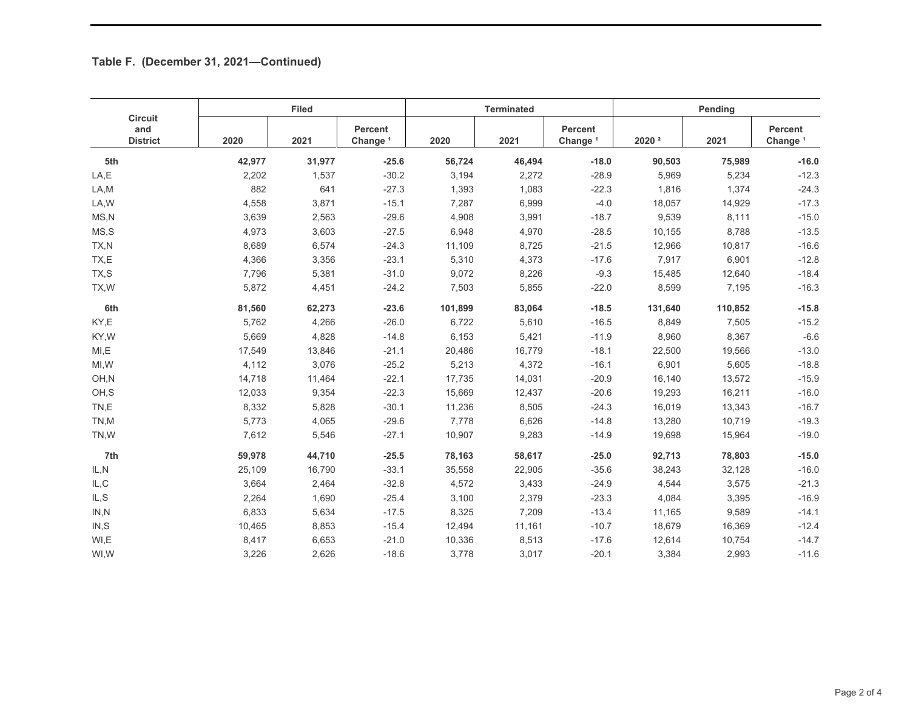## Table F. (December 31, 2021—Continued)

| Circuit and District | Filed | | | Terminated | | | Pending | | |
|---|---|---|---|---|---|---|---|---|---|
| | 2020 | 2021 | Percent Change [1] | 2020 | 2021 | Percent Change [1] | 2020 [2] | 2021 | Percent Change [1] |
| **5th** | **42,977** | **31,977** | **-25.6** | **56,724** | **46,494** | **-18.0** | **90,503** | **75,989** | **-16.0** |
| LA,E | 2,202 | 1,537 | -30.2 | 3,194 | 2,272 | -28.9 | 5,969 | 5,234 | -12.3 |
| LA,M | 882 | 641 | -27.3 | 1,393 | 1,083 | -22.3 | 1,816 | 1,374 | -24.3 |
| LA,W | 4,558 | 3,871 | -15.1 | 7,287 | 6,999 | -4.0 | 18,057 | 14,929 | -17.3 |
| MS,N | 3,639 | 2,563 | -29.6 | 4,908 | 3,991 | -18.7 | 9,539 | 8,111 | -15.0 |
| MS,S | 4,973 | 3,603 | -27.5 | 6,948 | 4,970 | -28.5 | 10,155 | 8,788 | -13.5 |
| TX,N | 8,689 | 6,574 | -24.3 | 11,109 | 8,725 | -21.5 | 12,966 | 10,817 | -16.6 |
| TX,E | 4,366 | 3,356 | -23.1 | 5,310 | 4,373 | -17.6 | 7,917 | 6,901 | -12.8 |
| TX,S | 7,796 | 5,381 | -31.0 | 9,072 | 8,226 | -9.3 | 15,485 | 12,640 | -18.4 |
| TX,W | 5,872 | 4,451 | -24.2 | 7,503 | 5,855 | -22.0 | 8,599 | 7,195 | -16.3 |
| **6th** | **81,560** | **62,273** | **-23.6** | **101,899** | **83,064** | **-18.5** | **131,640** | **110,852** | **-15.8** |
| KY,E | 5,762 | 4,266 | -26.0 | 6,722 | 5,610 | -16.5 | 8,849 | 7,505 | -15.2 |
| KY,W | 5,669 | 4,828 | -14.8 | 6,153 | 5,421 | -11.9 | 8,960 | 8,367 | -6.6 |
| MI,E | 17,549 | 13,846 | -21.1 | 20,486 | 16,779 | -18.1 | 22,500 | 19,566 | -13.0 |
| MI,W | 4,112 | 3,076 | -25.2 | 5,213 | 4,372 | -16.1 | 6,901 | 5,605 | -18.8 |
| OH,N | 14,718 | 11,464 | -22.1 | 17,735 | 14,031 | -20.9 | 16,140 | 13,572 | -15.9 |
| OH,S | 12,033 | 9,354 | -22.3 | 15,669 | 12,437 | -20.6 | 19,293 | 16,211 | -16.0 |
| TN,E | 8,332 | 5,828 | -30.1 | 11,236 | 8,505 | -24.3 | 16,019 | 13,343 | -16.7 |
| TN,M | 5,773 | 4,065 | -29.6 | 7,778 | 6,626 | -14.8 | 13,280 | 10,719 | -19.3 |
| TN,W | 7,612 | 5,546 | -27.1 | 10,907 | 9,283 | -14.9 | 19,698 | 15,964 | -19.0 |
| **7th** | **59,978** | **44,710** | **-25.5** | **78,163** | **58,617** | **-25.0** | **92,713** | **78,803** | **-15.0** |
| IL,N | 25,109 | 16,790 | -33.1 | 35,558 | 22,905 | -35.6 | 38,243 | 32,128 | -16.0 |
| IL,C | 3,664 | 2,464 | -32.8 | 4,572 | 3,433 | -24.9 | 4,544 | 3,575 | -21.3 |
| IL,S | 2,264 | 1,690 | -25.4 | 3,100 | 2,379 | -23.3 | 4,084 | 3,395 | -16.9 |
| IN,N | 6,833 | 5,634 | -17.5 | 8,325 | 7,209 | -13.4 | 11,165 | 9,589 | -14.1 |
| IN,S | 10,465 | 8,853 | -15.4 | 12,494 | 11,161 | -10.7 | 18,679 | 16,369 | -12.4 |
| WI,E | 8,417 | 6,653 | -21.0 | 10,336 | 8,513 | -17.6 | 12,614 | 10,754 | -14.7 |
| WI,W | 3,226 | 2,626 | -18.6 | 3,778 | 3,017 | -20.1 | 3,384 | 2,993 | -11.6 |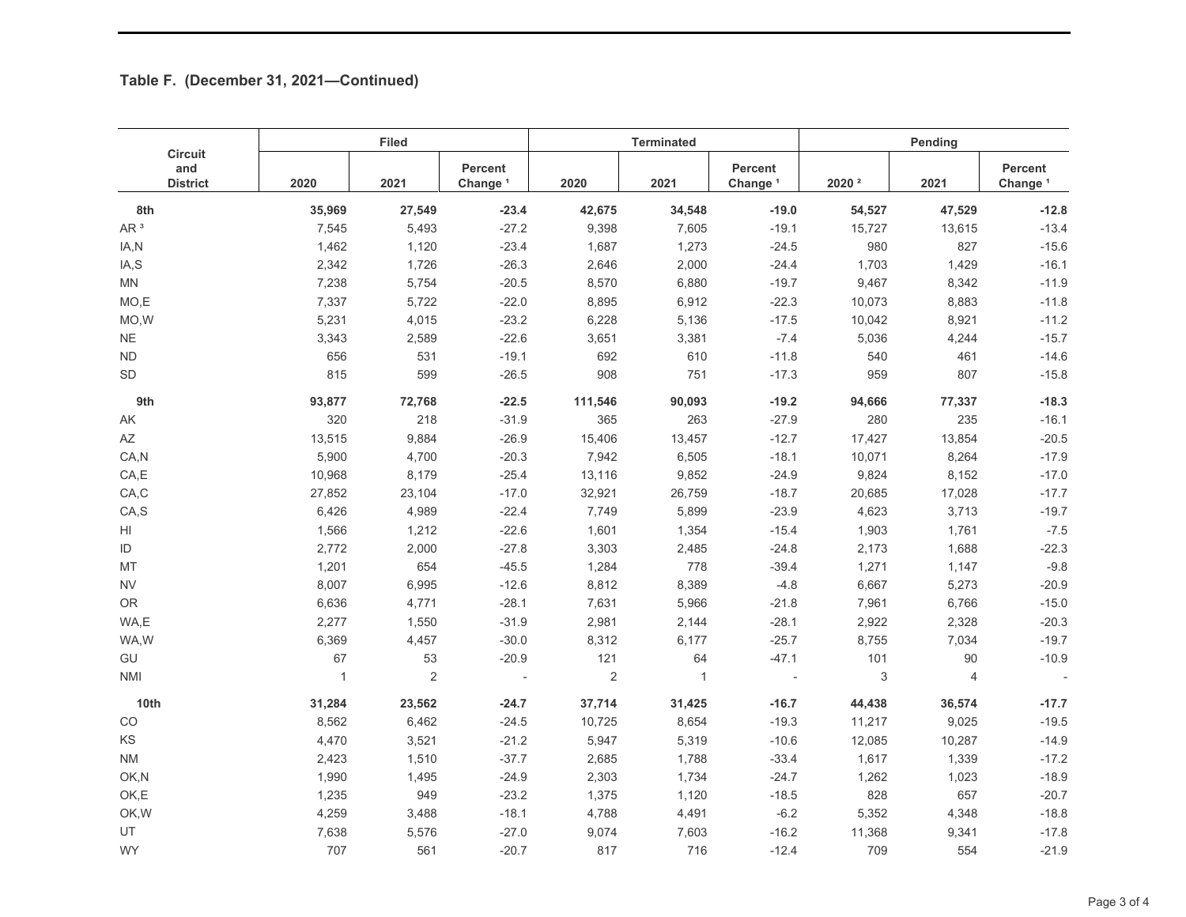## Table F. (December 31, 2021—Continued)

| Circuit and District | Filed | | | Terminated | | | Pending | | |
|---|---|---|---|---|---|---|---|---|---|
| | 2020 | 2021 | Percent Change [1] | 2020 | 2021 | Percent Change [1] | 2020 [2] | 2021 | Percent Change [1] |
| **8th** | **35,969** | **27,549** | **-23.4** | **42,675** | **34,548** | **-19.0** | **54,527** | **47,529** | **-12.8** |
| AR [3] | 7,545 | 5,493 | -27.2 | 9,398 | 7,605 | -19.1 | 15,727 | 13,615 | -13.4 |
| IA,N | 1,462 | 1,120 | -23.4 | 1,687 | 1,273 | -24.5 | 980 | 827 | -15.6 |
| IA,S | 2,342 | 1,726 | -26.3 | 2,646 | 2,000 | -24.4 | 1,703 | 1,429 | -16.1 |
| MN | 7,238 | 5,754 | -20.5 | 8,570 | 6,880 | -19.7 | 9,467 | 8,342 | -11.9 |
| MO,E | 7,337 | 5,722 | -22.0 | 8,895 | 6,912 | -22.3 | 10,073 | 8,883 | -11.8 |
| MO,W | 5,231 | 4,015 | -23.2 | 6,228 | 5,136 | -17.5 | 10,042 | 8,921 | -11.2 |
| NE | 3,343 | 2,589 | -22.6 | 3,651 | 3,381 | -7.4 | 5,036 | 4,244 | -15.7 |
| ND | 656 | 531 | -19.1 | 692 | 610 | -11.8 | 540 | 461 | -14.6 |
| SD | 815 | 599 | -26.5 | 908 | 751 | -17.3 | 959 | 807 | -15.8 |
| **9th** | **93,877** | **72,768** | **-22.5** | **111,546** | **90,093** | **-19.2** | **94,666** | **77,337** | **-18.3** |
| AK | 320 | 218 | -31.9 | 365 | 263 | -27.9 | 280 | 235 | -16.1 |
| AZ | 13,515 | 9,884 | -26.9 | 15,406 | 13,457 | -12.7 | 17,427 | 13,854 | -20.5 |
| CA,N | 5,900 | 4,700 | -20.3 | 7,942 | 6,505 | -18.1 | 10,071 | 8,264 | -17.9 |
| CA,E | 10,968 | 8,179 | -25.4 | 13,116 | 9,852 | -24.9 | 9,824 | 8,152 | -17.0 |
| CA,C | 27,852 | 23,104 | -17.0 | 32,921 | 26,759 | -18.7 | 20,685 | 17,028 | -17.7 |
| CA,S | 6,426 | 4,989 | -22.4 | 7,749 | 5,899 | -23.9 | 4,623 | 3,713 | -19.7 |
| HI | 1,566 | 1,212 | -22.6 | 1,601 | 1,354 | -15.4 | 1,903 | 1,761 | -7.5 |
| ID | 2,772 | 2,000 | -27.8 | 3,303 | 2,485 | -24.8 | 2,173 | 1,688 | -22.3 |
| MT | 1,201 | 654 | -45.5 | 1,284 | 778 | -39.4 | 1,271 | 1,147 | -9.8 |
| NV | 8,007 | 6,995 | -12.6 | 8,812 | 8,389 | -4.8 | 6,667 | 5,273 | -20.9 |
| OR | 6,636 | 4,771 | -28.1 | 7,631 | 5,966 | -21.8 | 7,961 | 6,766 | -15.0 |
| WA,E | 2,277 | 1,550 | -31.9 | 2,981 | 2,144 | -28.1 | 2,922 | 2,328 | -20.3 |
| WA,W | 6,369 | 4,457 | -30.0 | 8,312 | 6,177 | -25.7 | 8,755 | 7,034 | -19.7 |
| GU | 67 | 53 | -20.9 | 121 | 64 | -47.1 | 101 | 90 | -10.9 |
| NMI | 1 | 2 | - | 2 | 1 | - | 3 | 4 | - |
| **10th** | **31,284** | **23,562** | **-24.7** | **37,714** | **31,425** | **-16.7** | **44,438** | **36,574** | **-17.7** |
| CO | 8,562 | 6,462 | -24.5 | 10,725 | 8,654 | -19.3 | 11,217 | 9,025 | -19.5 |
| KS | 4,470 | 3,521 | -21.2 | 5,947 | 5,319 | -10.6 | 12,085 | 10,287 | -14.9 |
| NM | 2,423 | 1,510 | -37.7 | 2,685 | 1,788 | -33.4 | 1,617 | 1,339 | -17.2 |
| OK,N | 1,990 | 1,495 | -24.9 | 2,303 | 1,734 | -24.7 | 1,262 | 1,023 | -18.9 |
| OK,E | 1,235 | 949 | -23.2 | 1,375 | 1,120 | -18.5 | 828 | 657 | -20.7 |
| OK,W | 4,259 | 3,488 | -18.1 | 4,788 | 4,491 | -6.2 | 5,352 | 4,348 | -18.8 |
| UT | 7,638 | 5,576 | -27.0 | 9,074 | 7,603 | -16.2 | 11,368 | 9,341 | -17.8 |
| WY | 707 | 561 | -20.7 | 817 | 716 | -12.4 | 709 | 554 | -21.9 |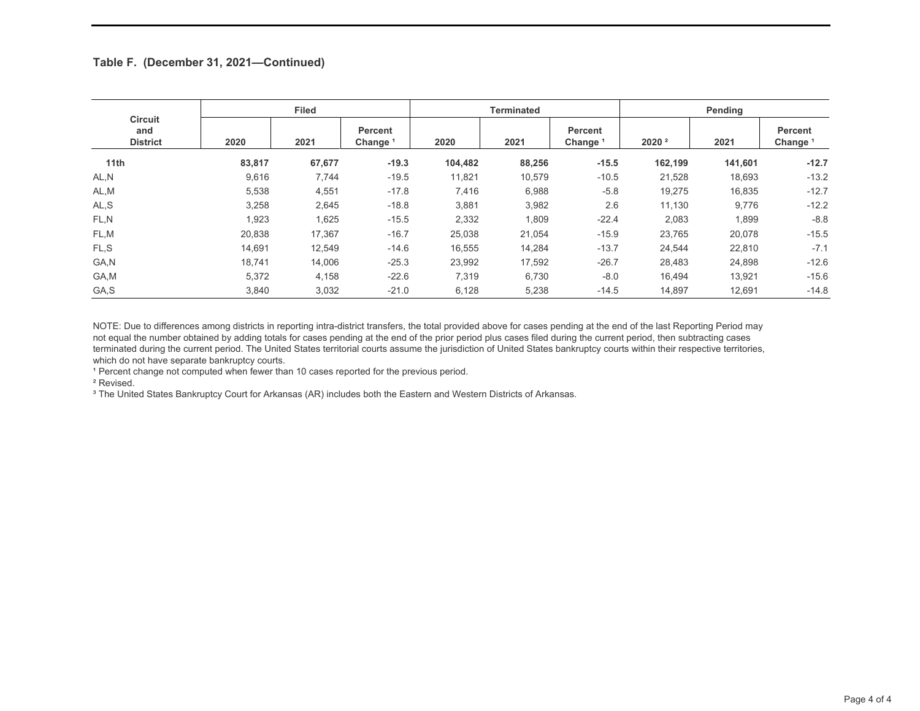### Table F. (December 31, 2021—Continued)

| Circuit and District | Filed | | | Terminated | | | Pending | | |
|---|---|---|---|---|---|---|---|---|---|
| | 2020 | 2021 | Percent Change [1] | 2020 | 2021 | Percent Change [1] | 2020 [2] | 2021 | Percent Change [1] |
| **11th** | **83,817** | **67,677** | **-19.3** | **104,482** | **88,256** | **-15.5** | **162,199** | **141,601** | **-12.7** |
| AL,N | 9,616 | 7,744 | -19.5 | 11,821 | 10,579 | -10.5 | 21,528 | 18,693 | -13.2 |
| AL,M | 5,538 | 4,551 | -17.8 | 7,416 | 6,988 | -5.8 | 19,275 | 16,835 | -12.7 |
| AL,S | 3,258 | 2,645 | -18.8 | 3,881 | 3,982 | 2.6 | 11,130 | 9,776 | -12.2 |
| FL,N | 1,923 | 1,625 | -15.5 | 2,332 | 1,809 | -22.4 | 2,083 | 1,899 | -8.8 |
| FL,M | 20,838 | 17,367 | -16.7 | 25,038 | 21,054 | -15.9 | 23,765 | 20,078 | -15.5 |
| FL,S | 14,691 | 12,549 | -14.6 | 16,555 | 14,284 | -13.7 | 24,544 | 22,810 | -7.1 |
| GA,N | 18,741 | 14,006 | -25.3 | 23,992 | 17,592 | -26.7 | 28,483 | 24,898 | -12.6 |
| GA,M | 5,372 | 4,158 | -22.6 | 7,319 | 6,730 | -8.0 | 16,494 | 13,921 | -15.6 |
| GA,S | 3,840 | 3,032 | -21.0 | 6,128 | 5,238 | -14.5 | 14,897 | 12,691 | -14.8 |

NOTE: Due to differences among districts in reporting intra-district transfers, the total provided above for cases pending at the end of the last Reporting Period may not equal the number obtained by adding totals for cases pending at the end of the prior period plus cases filed during the current period, then subtracting cases terminated during the current period. The United States territorial courts assume the jurisdiction of United States bankruptcy courts within their respective territories, which do not have separate bankruptcy courts.

[1] Percent change not computed when fewer than 10 cases reported for the previous period.

[2] Revised.

[3] The United States Bankruptcy Court for Arkansas (AR) includes both the Eastern and Western Districts of Arkansas.